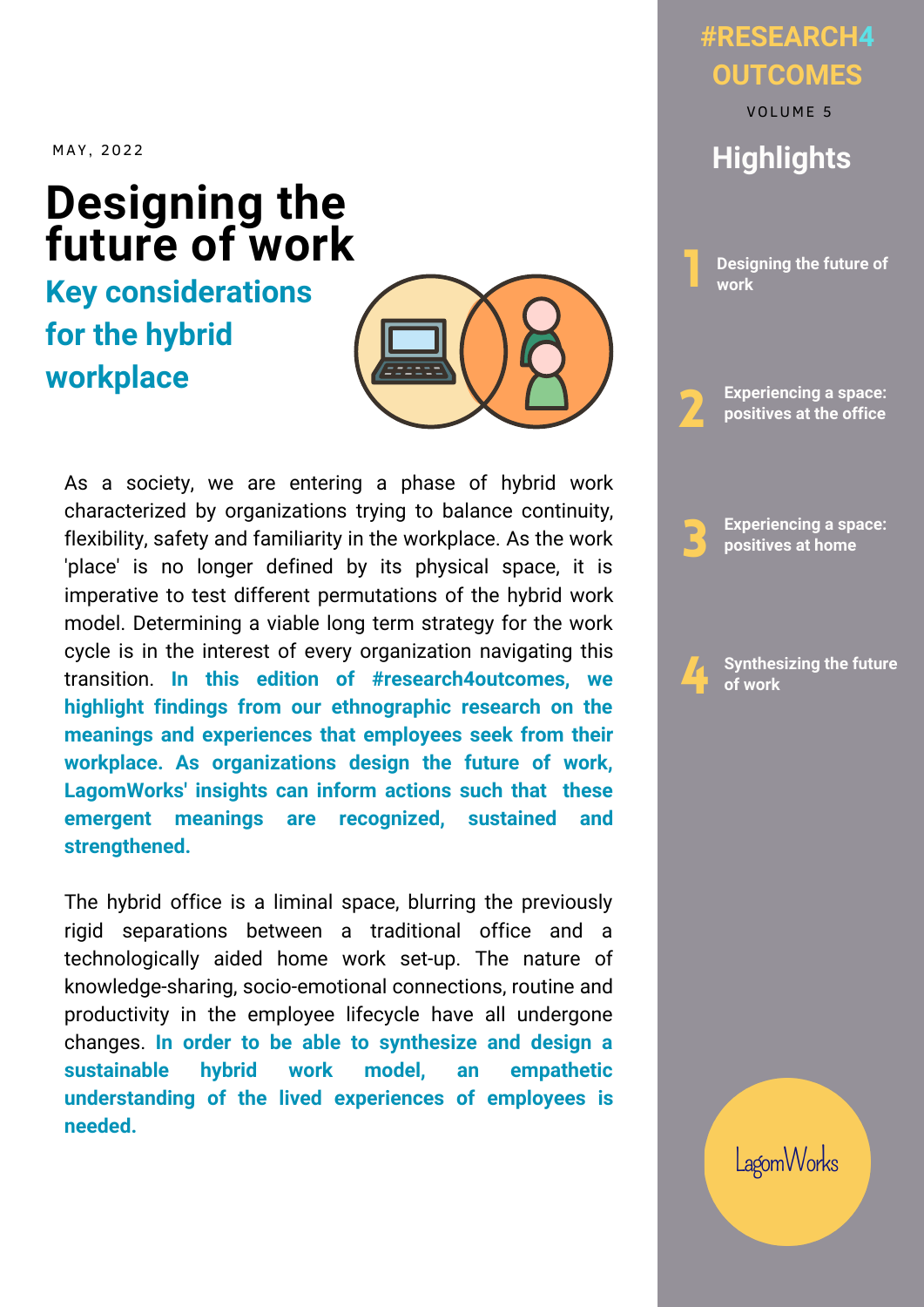MAY, 2022

# Designing the future of work

## Key considerations for the hybrid workplace

As a society, we are entering a phase of hybrid work characterized by organizations trying to balance continuity, flexibility, safety and familiarity in the workplace. As the work 'place' is no longer defined by its physical space, it is imperative to test different permutations of the hybrid work model. Determining a viable long term strategy for the work cycle is in the interest of every organization navigating this transition. **In this edition of #research4outcomes, we highlight findings from our ethnographic research on the meanings and experiences that employees seek from their workplace. As organizations design the future of work, LagomWorks' insights can inform actions such that these emergent meanings are recognized, sustained and strengthened.**

The hybrid office is a liminal space, blurring the previously rigid separations between a traditional office and a technologically aided home work set-up. The nature of knowledge-sharing, socio-emotional connections, routine and productivity in the employee lifecycle have all undergone changes. **In order to be able to synthesize and design a sustainable hybrid work model, an empathetic understanding of the lived experiences of employees is needed.**

# #RESEARCH4 OUTCOMES

VOLUME 5

## Highlights

1. Designing the future of work
2. Experiencing a space: positives at the office
3. Experiencing a space: positives at home
4. Synthesizing the future of work

LagomWorks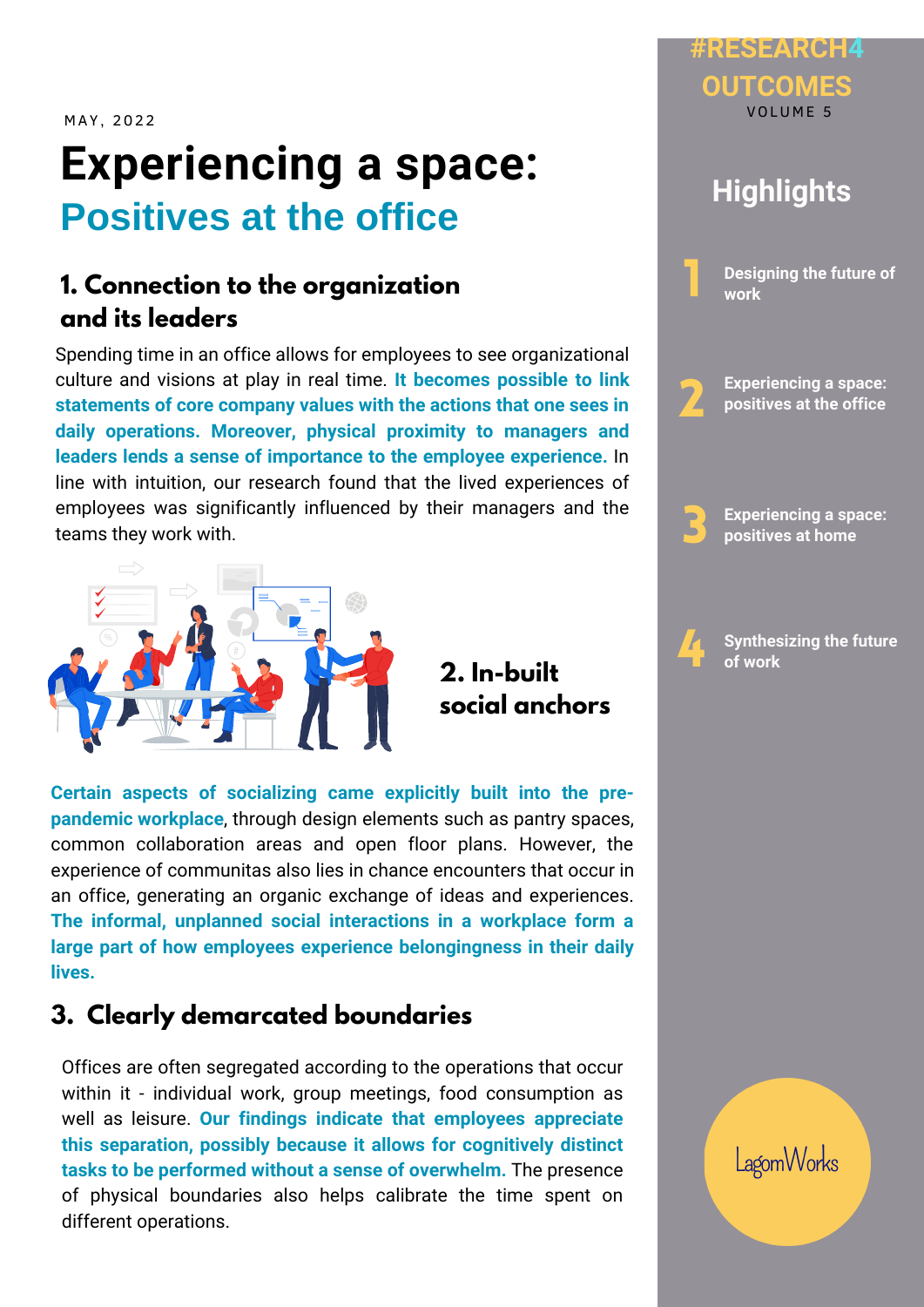MAY, 2022

# Experiencing a space:
## Positives at the office

### 1. Connection to the organization and its leaders

Spending time in an office allows for employees to see organizational culture and visions at play in real time. **It becomes possible to link statements of core company values with the actions that one sees in daily operations. Moreover, physical proximity to managers and leaders lends a sense of importance to the employee experience.** In line with intuition, our research found that the lived experiences of employees was significantly influenced by their managers and the teams they work with.

### 2. In-built social anchors

**Certain aspects of socializing came explicitly built into the pre-pandemic workplace**, through design elements such as pantry spaces, common collaboration areas and open floor plans. However, the experience of communitas also lies in chance encounters that occur in an office, generating an organic exchange of ideas and experiences. **The informal, unplanned social interactions in a workplace form a large part of how employees experience belongingness in their daily lives.**

### 3. Clearly demarcated boundaries

Offices are often segregated according to the operations that occur within it - individual work, group meetings, food consumption as well as leisure. **Our findings indicate that employees appreciate this separation, possibly because it allows for cognitively distinct tasks to be performed without a sense of overwhelm.** The presence of physical boundaries also helps calibrate the time spent on different operations.

#RESEARCH4OUTCOMES
VOLUME 5

## Highlights

1. Designing the future of work
2. Experiencing a space: positives at the office
3. Experiencing a space: positives at home
4. Synthesizing the future of work

LagomWorks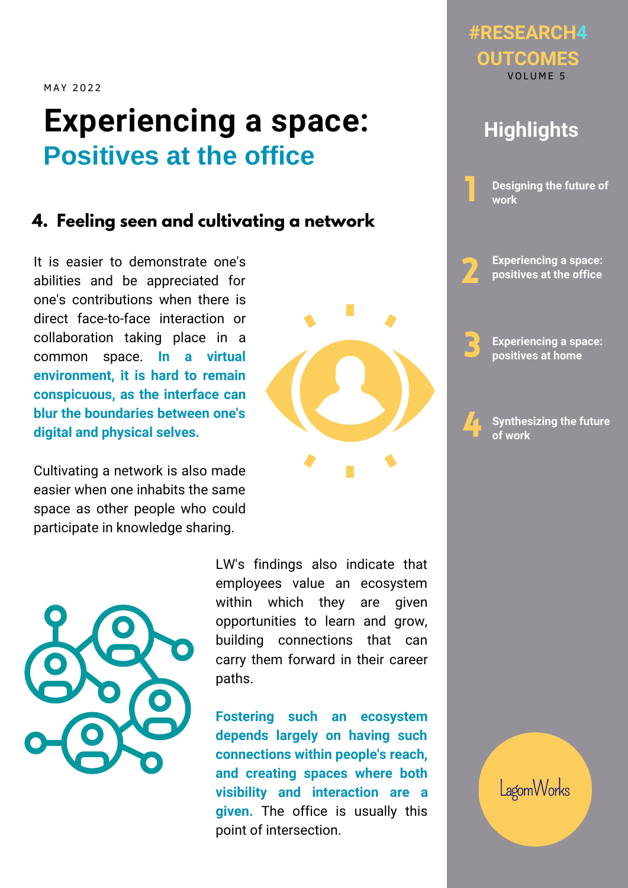MAY 2022

# Experiencing a space:
## Positives at the office

### 4. Feeling seen and cultivating a network

It is easier to demonstrate one's abilities and be appreciated for one's contributions when there is direct face-to-face interaction or collaboration taking place in a common space. **In a virtual environment, it is hard to remain conspicuous, as the interface can blur the boundaries between one's digital and physical selves.**

Cultivating a network is also made easier when one inhabits the same space as other people who could participate in knowledge sharing.

LW's findings also indicate that employees value an ecosystem within which they are given opportunities to learn and grow, building connections that can carry them forward in their career paths.

**Fostering such an ecosystem depends largely on having such connections within people's reach, and creating spaces where both visibility and interaction are a given.** The office is usually this point of intersection.

#RESEARCH4 OUTCOMES
VOLUME 5

## Highlights

1. Designing the future of work
2. Experiencing a space: positives at the office
3. Experiencing a space: positives at home
4. Synthesizing the future of work

LagomWorks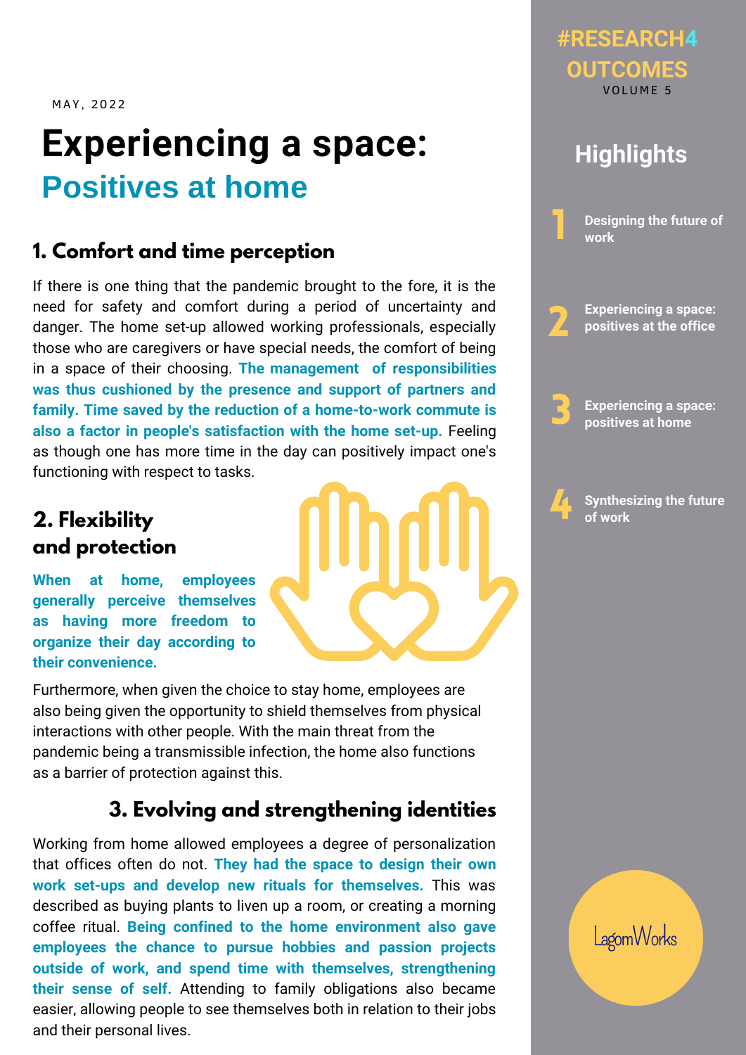MAY, 2022

# Experiencing a space:
## Positives at home

### 1. Comfort and time perception

If there is one thing that the pandemic brought to the fore, it is the need for safety and comfort during a period of uncertainty and danger. The home set-up allowed working professionals, especially those who are caregivers or have special needs, the comfort of being in a space of their choosing. **The management of responsibilities was thus cushioned by the presence and support of partners and family. Time saved by the reduction of a home-to-work commute is also a factor in people's satisfaction with the home set-up.** Feeling as though one has more time in the day can positively impact one's functioning with respect to tasks.

### 2. Flexibility and protection

**When at home, employees generally perceive themselves as having more freedom to organize their day according to their convenience.**

Furthermore, when given the choice to stay home, employees are also being given the opportunity to shield themselves from physical interactions with other people. With the main threat from the pandemic being a transmissible infection, the home also functions as a barrier of protection against this.

### 3. Evolving and strengthening identities

Working from home allowed employees a degree of personalization that offices often do not. **They had the space to design their own work set-ups and develop new rituals for themselves.** This was described as buying plants to liven up a room, or creating a morning coffee ritual. **Being confined to the home environment also gave employees the chance to pursue hobbies and passion projects outside of work, and spend time with themselves, strengthening their sense of self.** Attending to family obligations also became easier, allowing people to see themselves both in relation to their jobs and their personal lives.

#RESEARCH4OUTCOMES
VOLUME 5

## Highlights

1. Designing the future of work
2. Experiencing a space: positives at the office
3. Experiencing a space: positives at home
4. Synthesizing the future of work

LagomWorks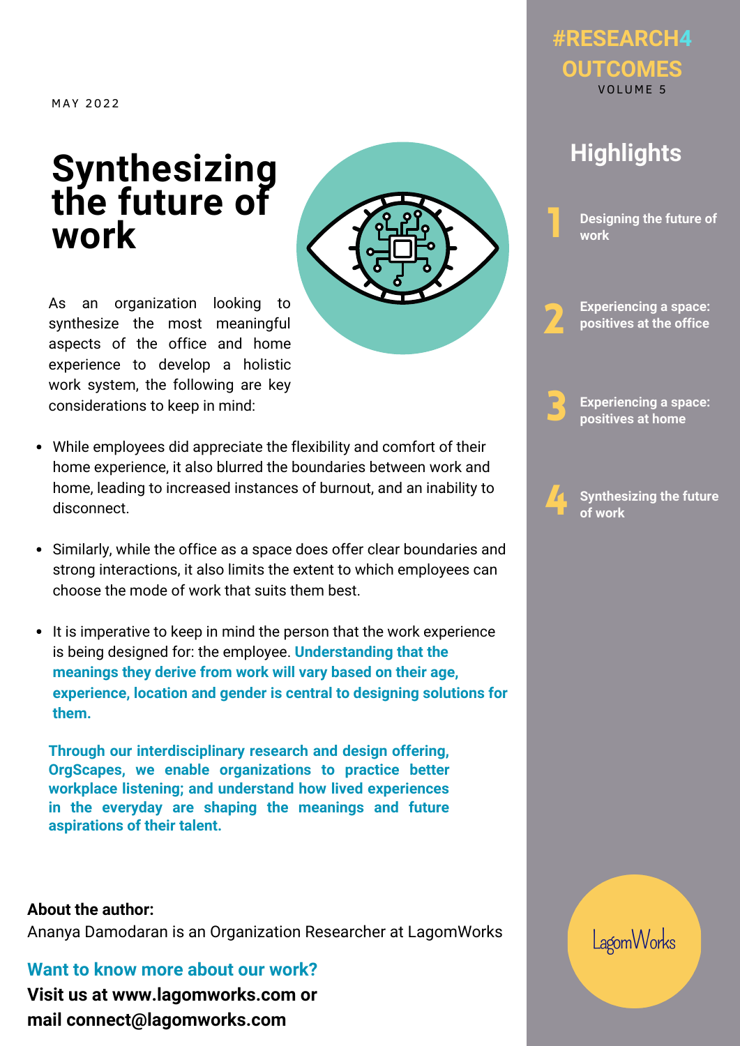MAY 2022

# Synthesizing the future of work

As an organization looking to synthesize the most meaningful aspects of the office and home experience to develop a holistic work system, the following are key considerations to keep in mind:

- While employees did appreciate the flexibility and comfort of their home experience, it also blurred the boundaries between work and home, leading to increased instances of burnout, and an inability to disconnect.
- Similarly, while the office as a space does offer clear boundaries and strong interactions, it also limits the extent to which employees can choose the mode of work that suits them best.
- It is imperative to keep in mind the person that the work experience is being designed for: the employee. **Understanding that the meanings they derive from work will vary based on their age, experience, location and gender is central to designing solutions for them.**

**Through our interdisciplinary research and design offering, OrgScapes, we enable organizations to practice better workplace listening; and understand how lived experiences in the everyday are shaping the meanings and future aspirations of their talent.**

**About the author:**
Ananya Damodaran is an Organization Researcher at LagomWorks

**Want to know more about our work?**
**Visit us at www.lagomworks.com or mail connect@lagomworks.com**

#RESEARCH4OUTCOMES
VOLUME 5

## Highlights

1. Designing the future of work
2. Experiencing a space: positives at the office
3. Experiencing a space: positives at home
4. Synthesizing the future of work

LagomWorks